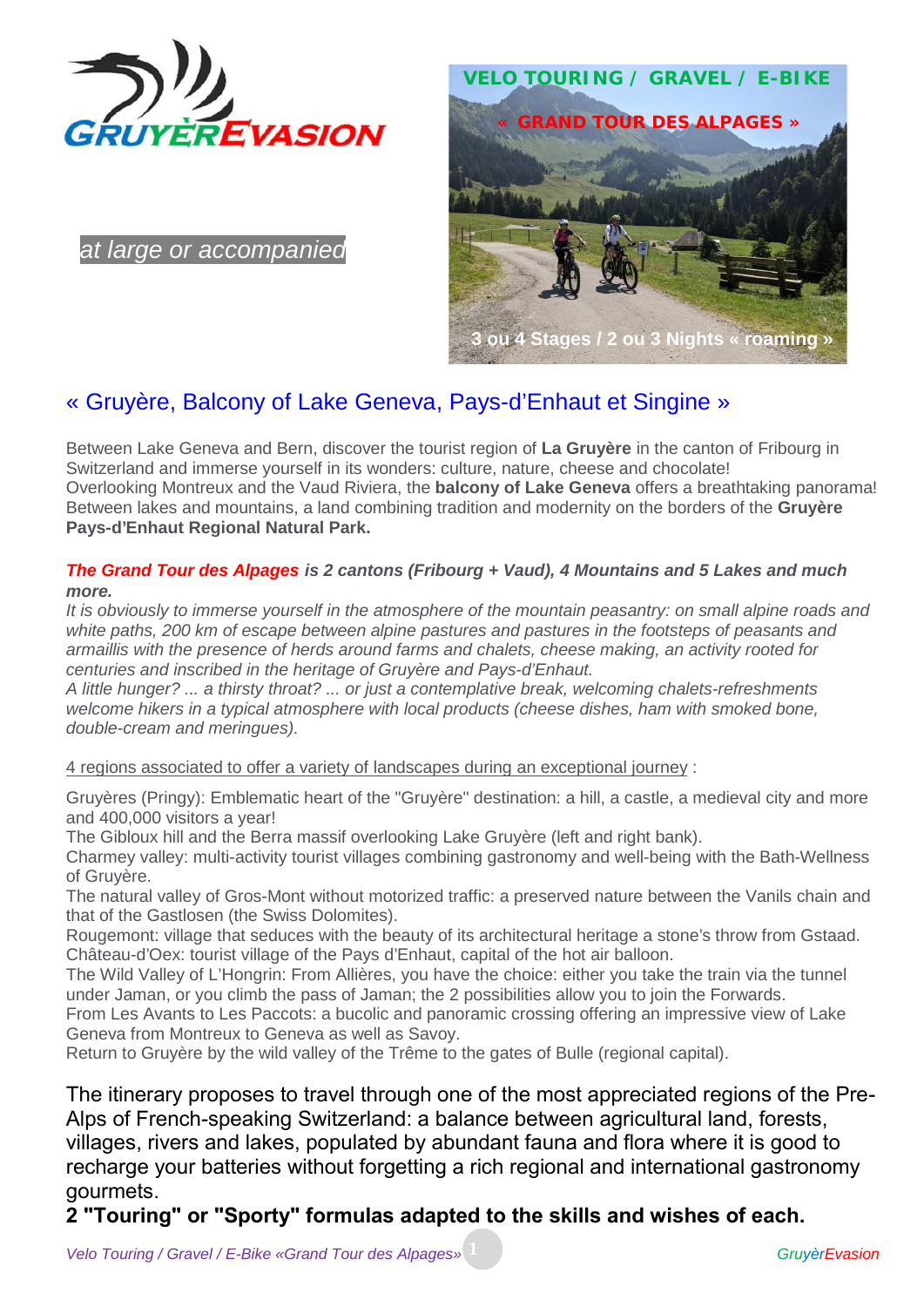GRUYÈREVASION

at large or accompanied

VELO TOURING / GRAVEL / E-BIKE

« GRAND TOUR DES ALPAGES »

3 ou 4 Stages / 2 ou 3 Nights « roaming »

## « Gruyère, Balcony of Lake Geneva, Pays-d'Enhaut et Singine »

Between Lake Geneva and Bern, discover the tourist region of **La Gruyère** in the canton of Fribourg in Switzerland and immerse yourself in its wonders: culture, nature, cheese and chocolate!
Overlooking Montreux and the Vaud Riviera, the **balcony of Lake Geneva** offers a breathtaking panorama!
Between lakes and mountains, a land combining tradition and modernity on the borders of the **Gruyère Pays-d'Enhaut Regional Natural Park.**

***The Grand Tour des Alpages* is 2 cantons (Fribourg + Vaud), 4 Mountains and 5 Lakes and much more.**
*It is obviously to immerse yourself in the atmosphere of the mountain peasantry: on small alpine roads and white paths, 200 km of escape between alpine pastures and pastures in the footsteps of peasants and armaillis with the presence of herds around farms and chalets, cheese making, an activity rooted for centuries and inscribed in the heritage of Gruyère and Pays-d'Enhaut.*
*A little hunger? ... a thirsty throat? ... or just a contemplative break, welcoming chalets-refreshments welcome hikers in a typical atmosphere with local products (cheese dishes, ham with smoked bone, double-cream and meringues).*

4 regions associated to offer a variety of landscapes during an exceptional journey :

Gruyères (Pringy): Emblematic heart of the "Gruyère" destination: a hill, a castle, a medieval city and more and 400,000 visitors a year!
The Gibloux hill and the Berra massif overlooking Lake Gruyère (left and right bank).
Charmey valley: multi-activity tourist villages combining gastronomy and well-being with the Bath-Wellness of Gruyère.
The natural valley of Gros-Mont without motorized traffic: a preserved nature between the Vanils chain and that of the Gastlosen (the Swiss Dolomites).
Rougemont: village that seduces with the beauty of its architectural heritage a stone's throw from Gstaad.
Château-d'Oex: tourist village of the Pays d'Enhaut, capital of the hot air balloon.
The Wild Valley of L'Hongrin: From Allières, you have the choice: either you take the train via the tunnel under Jaman, or you climb the pass of Jaman; the 2 possibilities allow you to join the Forwards.
From Les Avants to Les Paccots: a bucolic and panoramic crossing offering an impressive view of Lake Geneva from Montreux to Geneva as well as Savoy.
Return to Gruyère by the wild valley of the Trême to the gates of Bulle (regional capital).

The itinerary proposes to travel through one of the most appreciated regions of the Pre-Alps of French-speaking Switzerland: a balance between agricultural land, forests, villages, rivers and lakes, populated by abundant fauna and flora where it is good to recharge your batteries without forgetting a rich regional and international gastronomy gourmets.
**2 "Touring" or "Sporty" formulas adapted to the skills and wishes of each.**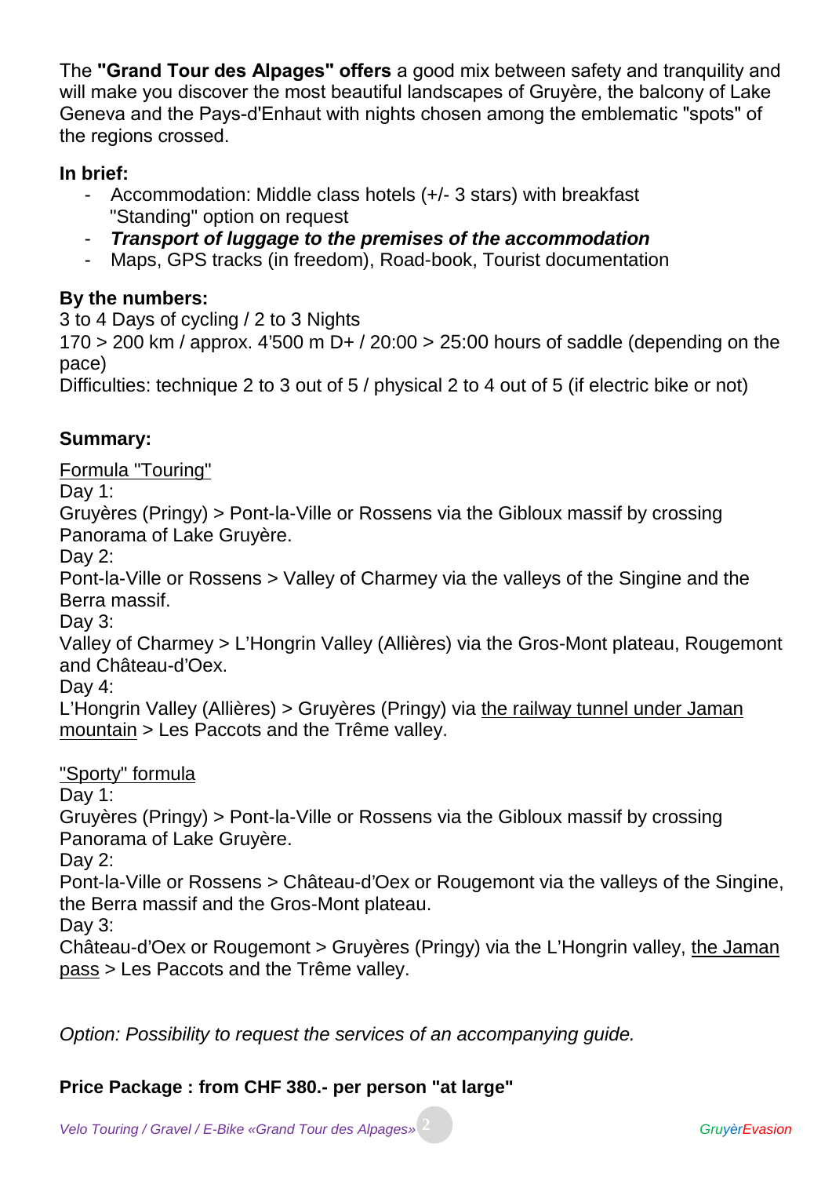The **"Grand Tour des Alpages" offers** a good mix between safety and tranquility and will make you discover the most beautiful landscapes of Gruyère, the balcony of Lake Geneva and the Pays-d'Enhaut with nights chosen among the emblematic "spots" of the regions crossed.

**In brief:**

- Accommodation: Middle class hotels (+/- 3 stars) with breakfast
  "Standing" option on request
- ***Transport of luggage to the premises of the accommodation***
- Maps, GPS tracks (in freedom), Road-book, Tourist documentation

**By the numbers:**

3 to 4 Days of cycling / 2 to 3 Nights
170 > 200 km / approx. 4'500 m D+ / 20:00 > 25:00 hours of saddle (depending on the pace)
Difficulties: technique 2 to 3 out of 5 / physical 2 to 4 out of 5 (if electric bike or not)

**Summary:**

<u>Formula "Touring"</u>

Day 1:
Gruyères (Pringy) > Pont-la-Ville or Rossens via the Gibloux massif by crossing Panorama of Lake Gruyère.

Day 2:
Pont-la-Ville or Rossens > Valley of Charmey via the valleys of the Singine and the Berra massif.

Day 3:
Valley of Charmey > L'Hongrin Valley (Allières) via the Gros-Mont plateau, Rougemont and Château-d'Oex.

Day 4:
L'Hongrin Valley (Allières) > Gruyères (Pringy) via <u>the railway tunnel under Jaman mountain</u> > Les Paccots and the Trême valley.

<u>"Sporty" formula</u>

Day 1:
Gruyères (Pringy) > Pont-la-Ville or Rossens via the Gibloux massif by crossing Panorama of Lake Gruyère.

Day 2:
Pont-la-Ville or Rossens > Château-d'Oex or Rougemont via the valleys of the Singine, the Berra massif and the Gros-Mont plateau.

Day 3:
Château-d'Oex or Rougemont > Gruyères (Pringy) via the L'Hongrin valley, <u>the Jaman pass</u> > Les Paccots and the Trême valley.

*Option: Possibility to request the services of an accompanying guide.*

**Price Package : from CHF 380.- per person "at large"**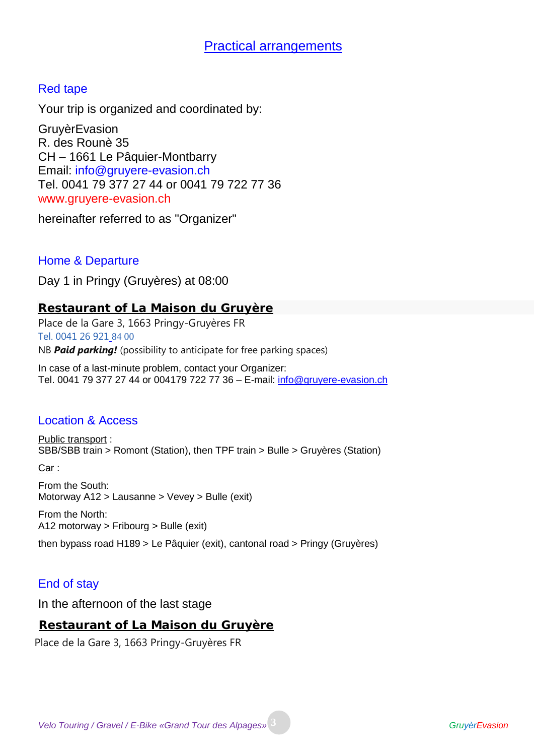# Practical arrangements

## Red tape

Your trip is organized and coordinated by:

GruyèrEvasion
R. des Rounè 35
CH – 1661 Le Pâquier-Montbarry
Email: info@gruyere-evasion.ch
Tel. 0041 79 377 27 44 or 0041 79 722 77 36
www.gruyere-evasion.ch

hereinafter referred to as "Organizer"

## Home & Departure

Day 1 in Pringy (Gruyères) at 08:00

### Restaurant of La Maison du Gruyère

Place de la Gare 3, 1663 Pringy-Gruyères FR
Tel. 0041 26 921 84 00
NB ***Paid parking!*** (possibility to anticipate for free parking spaces)

In case of a last-minute problem, contact your Organizer:
Tel. 0041 79 377 27 44 or 004179 722 77 36 – E-mail: info@gruyere-evasion.ch

## Location & Access

Public transport :
SBB/SBB train > Romont (Station), then TPF train > Bulle > Gruyères (Station)

Car :

From the South:
Motorway A12 > Lausanne > Vevey > Bulle (exit)

From the North:
A12 motorway > Fribourg > Bulle (exit)

then bypass road H189 > Le Pâquier (exit), cantonal road > Pringy (Gruyères)

## End of stay

In the afternoon of the last stage

### Restaurant of La Maison du Gruyère

Place de la Gare 3, 1663 Pringy-Gruyères FR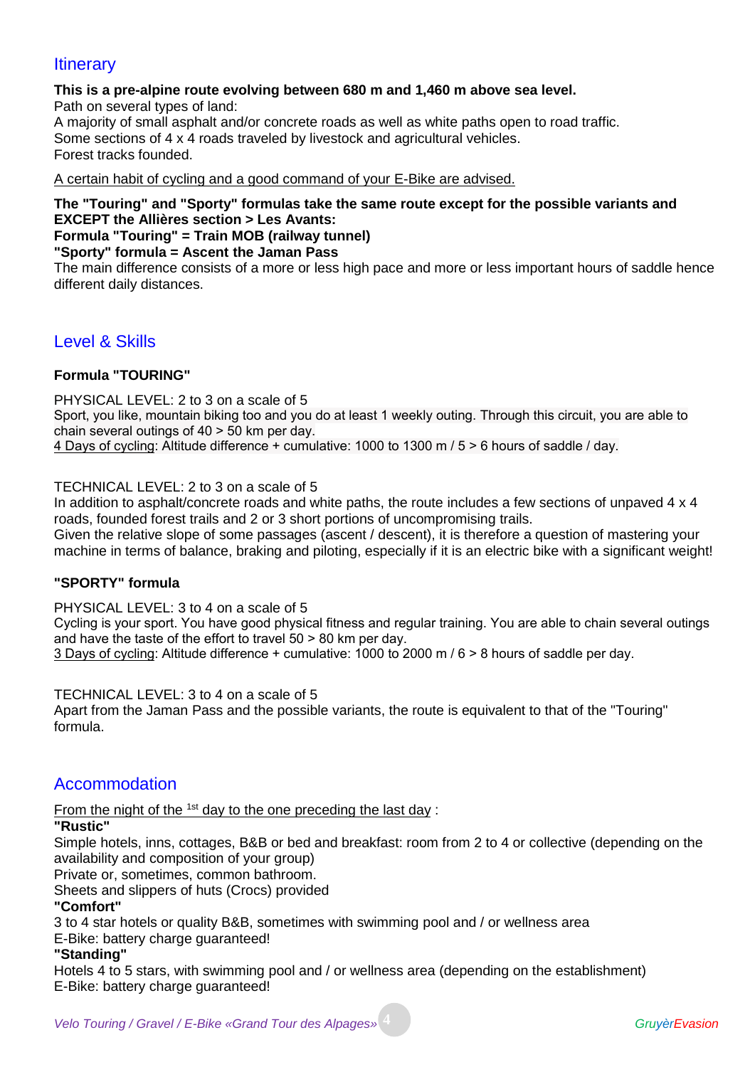## Itinerary

**This is a pre-alpine route evolving between 680 m and 1,460 m above sea level.**
Path on several types of land:
A majority of small asphalt and/or concrete roads as well as white paths open to road traffic.
Some sections of 4 x 4 roads traveled by livestock and agricultural vehicles.
Forest tracks founded.

<u>A certain habit of cycling and a good command of your E-Bike are advised.</u>

**The "Touring" and "Sporty" formulas take the same route except for the possible variants and EXCEPT the Allières section > Les Avants:**
**Formula "Touring" = Train MOB (railway tunnel)**
**"Sporty" formula = Ascent the Jaman Pass**
The main difference consists of a more or less high pace and more or less important hours of saddle hence different daily distances.

## Level & Skills

**Formula "TOURING"**

PHYSICAL LEVEL: 2 to 3 on a scale of 5
Sport, you like, mountain biking too and you do at least 1 weekly outing. Through this circuit, you are able to chain several outings of 40 > 50 km per day.
<u>4 Days of cycling</u>: Altitude difference + cumulative: 1000 to 1300 m / 5 > 6 hours of saddle / day.

TECHNICAL LEVEL: 2 to 3 on a scale of 5
In addition to asphalt/concrete roads and white paths, the route includes a few sections of unpaved 4 x 4 roads, founded forest trails and 2 or 3 short portions of uncompromising trails.
Given the relative slope of some passages (ascent / descent), it is therefore a question of mastering your machine in terms of balance, braking and piloting, especially if it is an electric bike with a significant weight!

**"SPORTY" formula**

PHYSICAL LEVEL: 3 to 4 on a scale of 5
Cycling is your sport. You have good physical fitness and regular training. You are able to chain several outings and have the taste of the effort to travel 50 > 80 km per day.
<u>3 Days of cycling</u>: Altitude difference + cumulative: 1000 to 2000 m / 6 > 8 hours of saddle per day.

TECHNICAL LEVEL: 3 to 4 on a scale of 5
Apart from the Jaman Pass and the possible variants, the route is equivalent to that of the "Touring" formula.

## Accommodation

<u>From the night of the 1st day to the one preceding the last day</u> :
**"Rustic"**
Simple hotels, inns, cottages, B&B or bed and breakfast: room from 2 to 4 or collective (depending on the availability and composition of your group)
Private or, sometimes, common bathroom.
Sheets and slippers of huts (Crocs) provided
**"Comfort"**
3 to 4 star hotels or quality B&B, sometimes with swimming pool and / or wellness area
E-Bike: battery charge guaranteed!
**"Standing"**
Hotels 4 to 5 stars, with swimming pool and / or wellness area (depending on the establishment)
E-Bike: battery charge guaranteed!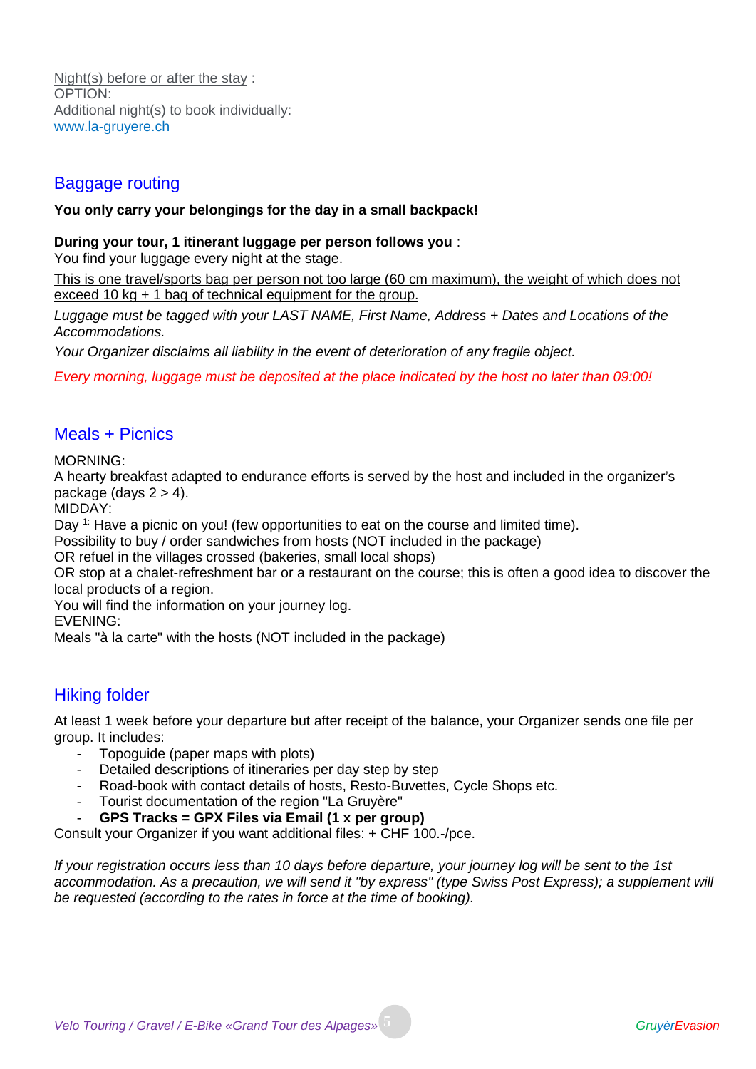Night(s) before or after the stay :
OPTION:
Additional night(s) to book individually:
www.la-gruyere.ch

## Baggage routing

**You only carry your belongings for the day in a small backpack!**

**During your tour, 1 itinerant luggage per person follows you** :
You find your luggage every night at the stage.

This is one travel/sports bag per person not too large (60 cm maximum), the weight of which does not exceed 10 kg + 1 bag of technical equipment for the group.

*Luggage must be tagged with your LAST NAME, First Name, Address + Dates and Locations of the Accommodations.*

*Your Organizer disclaims all liability in the event of deterioration of any fragile object.*

*Every morning, luggage must be deposited at the place indicated by the host no later than 09:00!*

## Meals + Picnics

MORNING:
A hearty breakfast adapted to endurance efforts is served by the host and included in the organizer's package (days 2 > 4).
MIDDAY:
Day [1:] Have a picnic on you! (few opportunities to eat on the course and limited time).
Possibility to buy / order sandwiches from hosts (NOT included in the package)
OR refuel in the villages crossed (bakeries, small local shops)
OR stop at a chalet-refreshment bar or a restaurant on the course; this is often a good idea to discover the local products of a region.
You will find the information on your journey log.
EVENING:
Meals "à la carte" with the hosts (NOT included in the package)

## Hiking folder

At least 1 week before your departure but after receipt of the balance, your Organizer sends one file per group. It includes:

- Topoguide (paper maps with plots)
- Detailed descriptions of itineraries per day step by step
- Road-book with contact details of hosts, Resto-Buvettes, Cycle Shops etc.
- Tourist documentation of the region "La Gruyère"
- **GPS Tracks = GPX Files via Email (1 x per group)**

Consult your Organizer if you want additional files: + CHF 100.-/pce.

*If your registration occurs less than 10 days before departure, your journey log will be sent to the 1st accommodation. As a precaution, we will send it "by express" (type Swiss Post Express); a supplement will be requested (according to the rates in force at the time of booking).*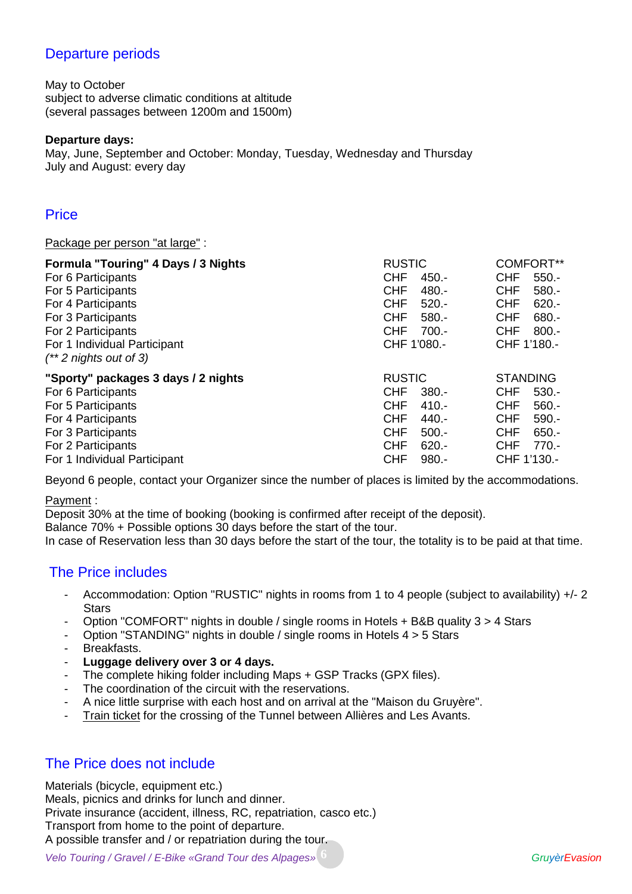## Departure periods

May to October
subject to adverse climatic conditions at altitude
(several passages between 1200m and 1500m)

**Departure days:**
May, June, September and October: Monday, Tuesday, Wednesday and Thursday
July and August: every day

## Price

Package per person "at large" :

| **Formula "Touring" 4 Days / 3 Nights** | RUSTIC | COMFORT** |
|---|---|---|
| For 6 Participants | CHF 450.- | CHF 550.- |
| For 5 Participants | CHF 480.- | CHF 580.- |
| For 4 Participants | CHF 520.- | CHF 620.- |
| For 3 Participants | CHF 580.- | CHF 680.- |
| For 2 Participants | CHF 700.- | CHF 800.- |
| For 1 Individual Participant | CHF 1'080.- | CHF 1'180.- |
| *(** 2 nights out of 3)* | | |

| **"Sporty" packages 3 days / 2 nights** | RUSTIC | STANDING |
|---|---|---|
| For 6 Participants | CHF 380.- | CHF 530.- |
| For 5 Participants | CHF 410.- | CHF 560.- |
| For 4 Participants | CHF 440.- | CHF 590.- |
| For 3 Participants | CHF 500.- | CHF 650.- |
| For 2 Participants | CHF 620.- | CHF 770.- |
| For 1 Individual Participant | CHF 980.- | CHF 1'130.- |

Beyond 6 people, contact your Organizer since the number of places is limited by the accommodations.

Payment :
Deposit 30% at the time of booking (booking is confirmed after receipt of the deposit).
Balance 70% + Possible options 30 days before the start of the tour.
In case of Reservation less than 30 days before the start of the tour, the totality is to be paid at that time.

## The Price includes

- Accommodation: Option "RUSTIC" nights in rooms from 1 to 4 people (subject to availability) +/- 2 Stars
- Option "COMFORT" nights in double / single rooms in Hotels + B&B quality 3 > 4 Stars
- Option "STANDING" nights in double / single rooms in Hotels 4 > 5 Stars
- Breakfasts.
- **Luggage delivery over 3 or 4 days.**
- The complete hiking folder including Maps + GSP Tracks (GPX files).
- The coordination of the circuit with the reservations.
- A nice little surprise with each host and on arrival at the "Maison du Gruyère".
- Train ticket for the crossing of the Tunnel between Allières and Les Avants.

## The Price does not include

Materials (bicycle, equipment etc.)
Meals, picnics and drinks for lunch and dinner.
Private insurance (accident, illness, RC, repatriation, casco etc.)
Transport from home to the point of departure.
A possible transfer and / or repatriation during the tour.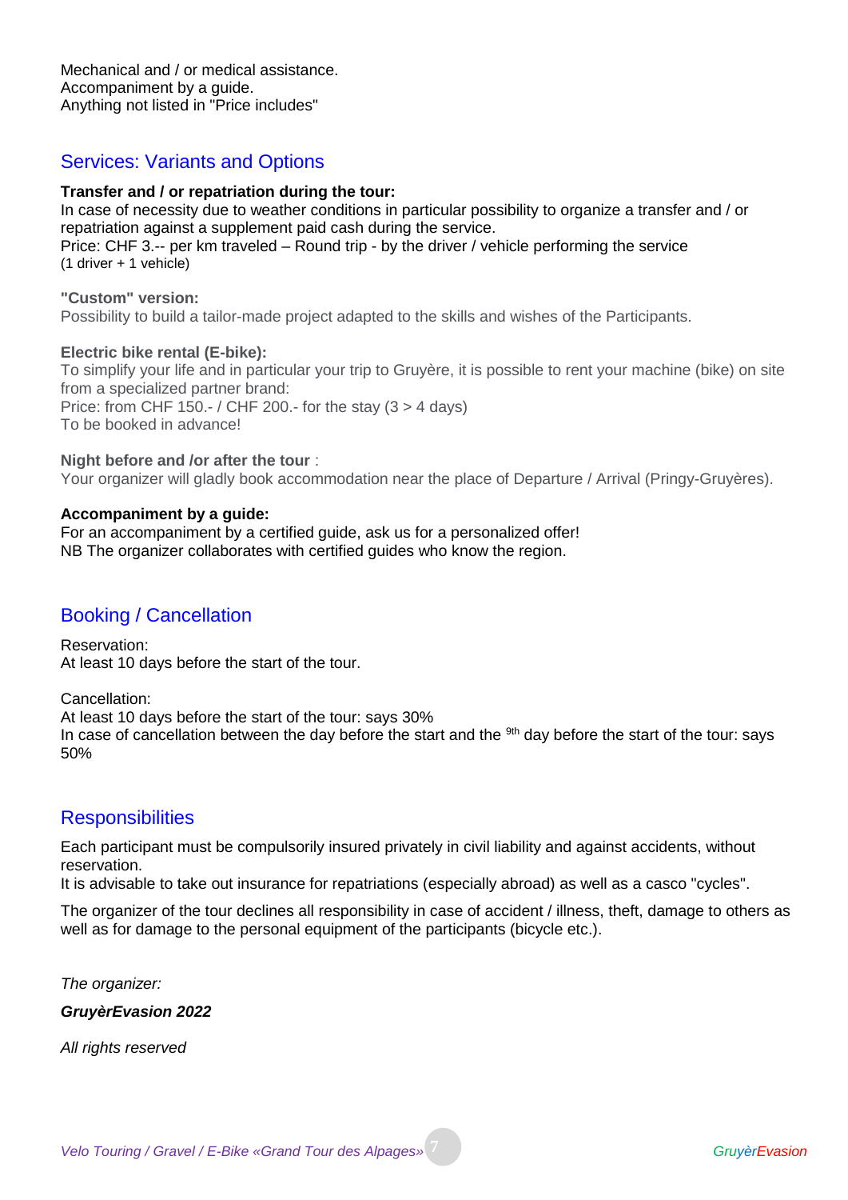Mechanical and / or medical assistance.
Accompaniment by a guide.
Anything not listed in "Price includes"

## Services: Variants and Options

**Transfer and / or repatriation during the tour:**
In case of necessity due to weather conditions in particular possibility to organize a transfer and / or repatriation against a supplement paid cash during the service.
Price: CHF 3.-- per km traveled – Round trip - by the driver / vehicle performing the service
(1 driver + 1 vehicle)

**"Custom" version:**
Possibility to build a tailor-made project adapted to the skills and wishes of the Participants.

**Electric bike rental (E-bike):**
To simplify your life and in particular your trip to Gruyère, it is possible to rent your machine (bike) on site from a specialized partner brand:
Price: from CHF 150.- / CHF 200.- for the stay (3 > 4 days)
To be booked in advance!

**Night before and /or after the tour** :
Your organizer will gladly book accommodation near the place of Departure / Arrival (Pringy-Gruyères).

**Accompaniment by a guide:**
For an accompaniment by a certified guide, ask us for a personalized offer!
NB The organizer collaborates with certified guides who know the region.

## Booking / Cancellation

Reservation:
At least 10 days before the start of the tour.

Cancellation:
At least 10 days before the start of the tour: says 30%
In case of cancellation between the day before the start and the 9th day before the start of the tour: says 50%

## Responsibilities

Each participant must be compulsorily insured privately in civil liability and against accidents, without reservation.
It is advisable to take out insurance for repatriations (especially abroad) as well as a casco "cycles".

The organizer of the tour declines all responsibility in case of accident / illness, theft, damage to others as well as for damage to the personal equipment of the participants (bicycle etc.).

*The organizer:*

***GruyèrEvasion 2022***

*All rights reserved*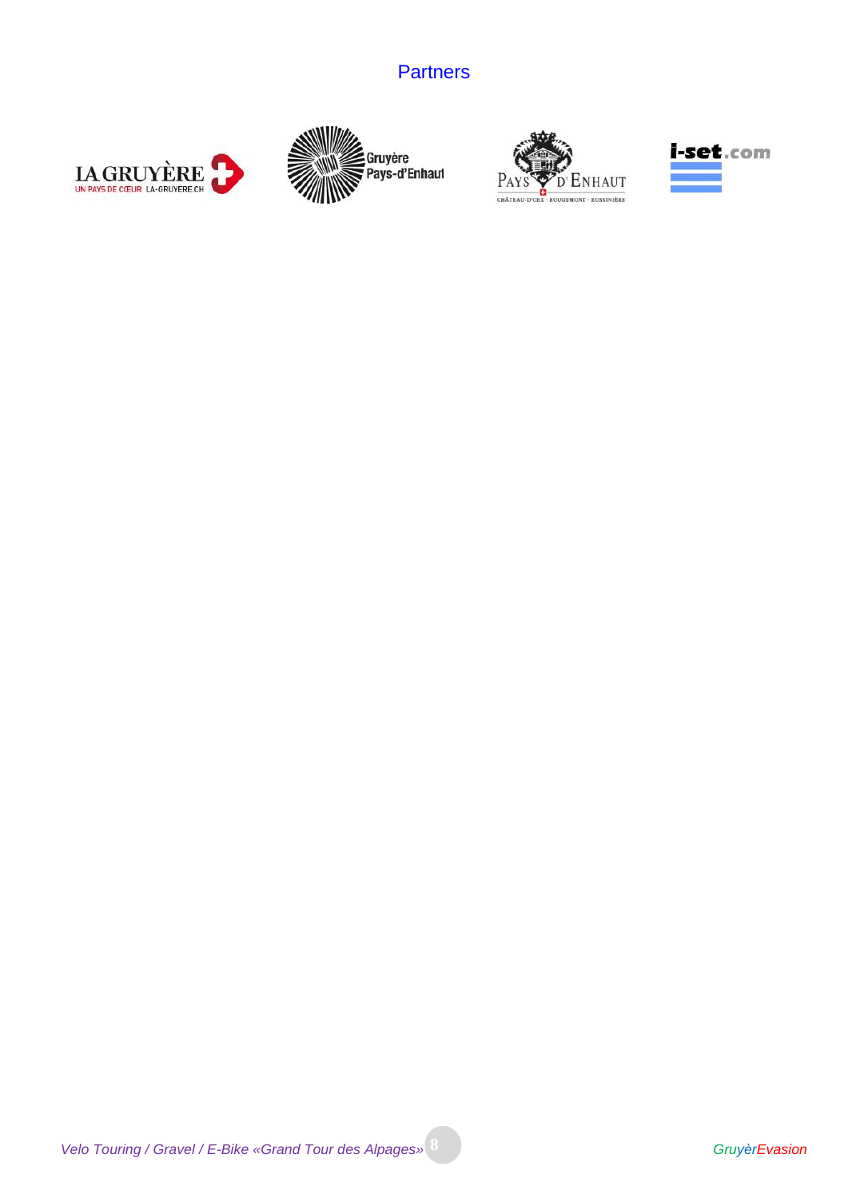## Partners

LA GRUYÈRE
UN PAYS DE CŒUR LA-GRUYERE.CH

Gruyère
Pays-d'Enhaut

PAYS D'ENHAUT
CHÂTEAU-D'OEX · ROUGEMONT · ROSSINIÈRE

i-set.com